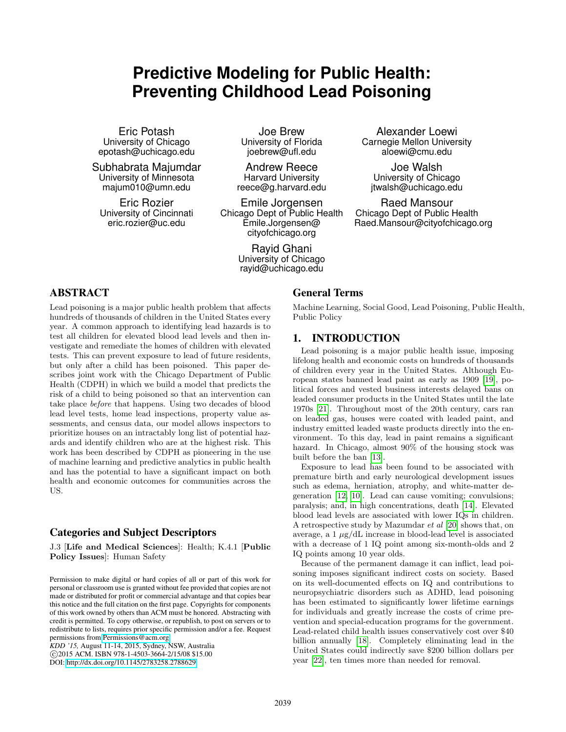# Predictive Modeling for Public Health: Preventing Childhood Lead Poisoning

Eric Potash
University of Chicago
epotash@uchicago.edu

Joe Brew
University of Florida
joebrew@ufl.edu

Alexander Loewi
Carnegie Mellon University
aloewi@cmu.edu

Subhabrata Majumdar
University of Minnesota
majum010@umn.edu

Andrew Reece
Harvard University
reece@g.harvard.edu

Joe Walsh
University of Chicago
jtwalsh@uchicago.edu

Eric Rozier
University of Cincinnati
eric.rozier@uc.edu

Emile Jorgensen
Chicago Dept of Public Health
Emile.Jorgensen@cityofchicago.org

Raed Mansour
Chicago Dept of Public Health
Raed.Mansour@cityofchicago.org

Rayid Ghani
University of Chicago
rayid@uchicago.edu

## ABSTRACT

Lead poisoning is a major public health problem that affects hundreds of thousands of children in the United States every year. A common approach to identifying lead hazards is to test all children for elevated blood lead levels and then investigate and remediate the homes of children with elevated tests. This can prevent exposure to lead of future residents, but only after a child has been poisoned. This paper describes joint work with the Chicago Department of Public Health (CDPH) in which we build a model that predicts the risk of a child to being poisoned so that an intervention can take place *before* that happens. Using two decades of blood lead level tests, home lead inspections, property value assessments, and census data, our model allows inspectors to prioritize houses on an intractably long list of potential hazards and identify children who are at the highest risk. This work has been described by CDPH as pioneering in the use of machine learning and predictive analytics in public health and has the potential to have a significant impact on both health and economic outcomes for communities across the US.

## Categories and Subject Descriptors

J.3 [**Life and Medical Sciences**]: Health; K.4.1 [**Public Policy Issues**]: Human Safety

Permission to make digital or hard copies of all or part of this work for personal or classroom use is granted without fee provided that copies are not made or distributed for profit or commercial advantage and that copies bear this notice and the full citation on the first page. Copyrights for components of this work owned by others than ACM must be honored. Abstracting with credit is permitted. To copy otherwise, or republish, to post on servers or to redistribute to lists, requires prior specific permission and/or a fee. Request permissions from Permissions@acm.org.
*KDD '15,* August 11-14, 2015, Sydney, NSW, Australia
©2015 ACM. ISBN 978-1-4503-3664-2/15/08 $15.00
DOI: http://dx.doi.org/10.1145/2783258.2788629

## General Terms

Machine Learning, Social Good, Lead Poisoning, Public Health, Public Policy

## 1. INTRODUCTION

Lead poisoning is a major public health issue, imposing lifelong health and economic costs on hundreds of thousands of children every year in the United States. Although European states banned lead paint as early as 1909 [19], political forces and vested business interests delayed bans on leaded consumer products in the United States until the late 1970s [21]. Throughout most of the 20th century, cars ran on leaded gas, houses were coated with leaded paint, and industry emitted leaded waste products directly into the environment. To this day, lead in paint remains a significant hazard. In Chicago, almost 90% of the housing stock was built before the ban [13].

Exposure to lead has been found to be associated with premature birth and early neurological development issues such as edema, herniation, atrophy, and white-matter degeneration [12, 10]. Lead can cause vomiting; convulsions; paralysis; and, in high concentrations, death [14]. Elevated blood lead levels are associated with lower IQs in children. A retrospective study by Mazumdar *et al* [20] shows that, on average, a 1 $\mu$g/dL increase in blood-lead level is associated with a decrease of 1 IQ point among six-month-olds and 2 IQ points among 10 year olds.

Because of the permanent damage it can inflict, lead poisoning imposes significant indirect costs on society. Based on its well-documented effects on IQ and contributions to neuropsychiatric disorders such as ADHD, lead poisoning has been estimated to significantly lower lifetime earnings for individuals and greatly increase the costs of crime prevention and special-education programs for the government. Lead-related child health issues conservatively cost over $40 billion annually [18]. Completely eliminating lead in the United States could indirectly save $200 billion dollars per year [22], ten times more than needed for removal.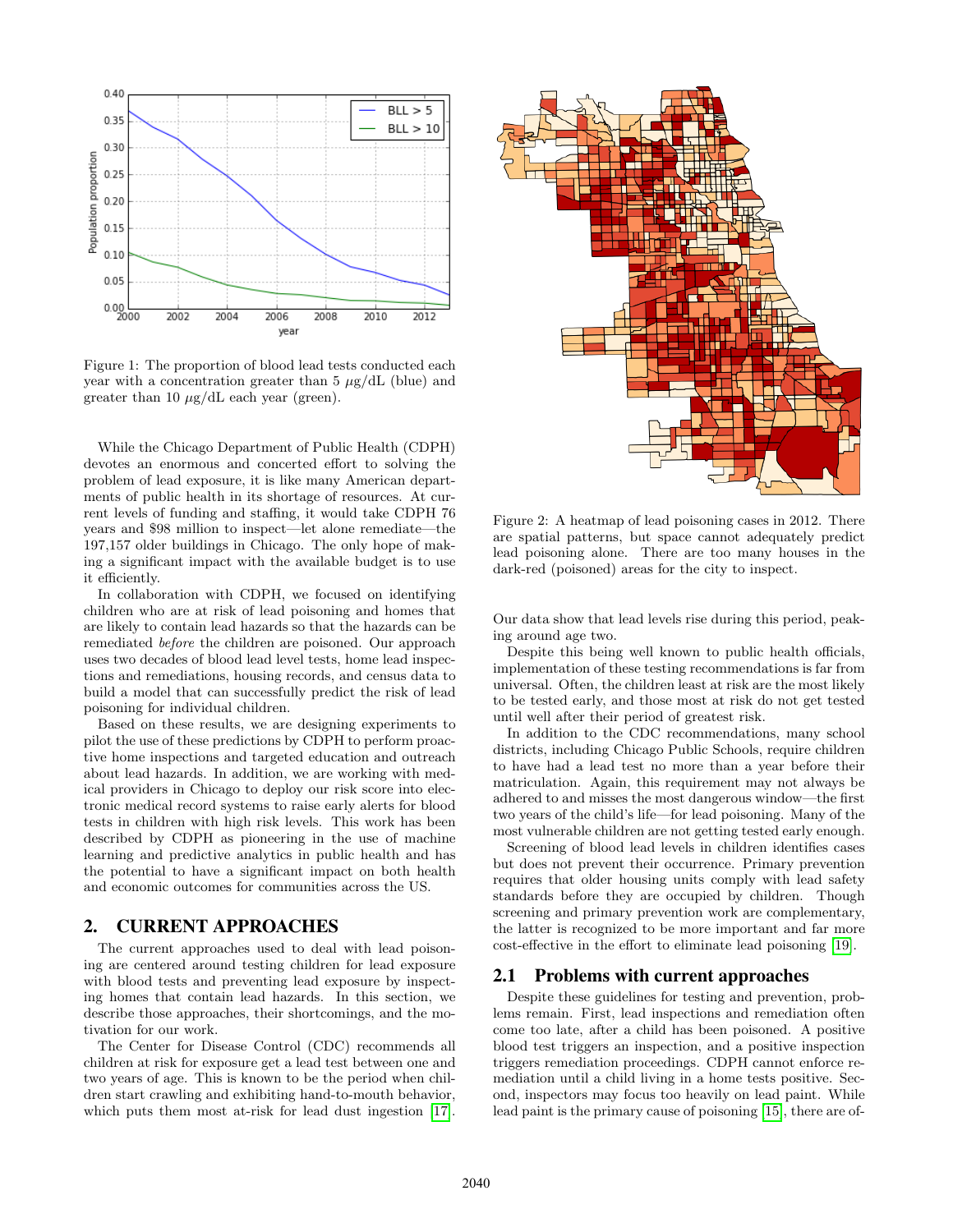Figure 1: The proportion of blood lead tests conducted each year with a concentration greater than 5 $\mu$g/dL (blue) and greater than 10 $\mu$g/dL each year (green).

While the Chicago Department of Public Health (CDPH) devotes an enormous and concerted effort to solving the problem of lead exposure, it is like many American departments of public health in its shortage of resources. At current levels of funding and staffing, it would take CDPH 76 years and \$98 million to inspect—let alone remediate—the 197,157 older buildings in Chicago. The only hope of making a significant impact with the available budget is to use it efficiently.

In collaboration with CDPH, we focused on identifying children who are at risk of lead poisoning and homes that are likely to contain lead hazards so that the hazards can be remediated *before* the children are poisoned. Our approach uses two decades of blood lead level tests, home lead inspections and remediations, housing records, and census data to build a model that can successfully predict the risk of lead poisoning for individual children.

Based on these results, we are designing experiments to pilot the use of these predictions by CDPH to perform proactive home inspections and targeted education and outreach about lead hazards. In addition, we are working with medical providers in Chicago to deploy our risk score into electronic medical record systems to raise early alerts for blood tests in children with high risk levels. This work has been described by CDPH as pioneering in the use of machine learning and predictive analytics in public health and has the potential to have a significant impact on both health and economic outcomes for communities across the US.

## 2. CURRENT APPROACHES

The current approaches used to deal with lead poisoning are centered around testing children for lead exposure with blood tests and preventing lead exposure by inspecting homes that contain lead hazards. In this section, we describe those approaches, their shortcomings, and the motivation for our work.

The Center for Disease Control (CDC) recommends all children at risk for exposure get a lead test between one and two years of age. This is known to be the period when children start crawling and exhibiting hand-to-mouth behavior, which puts them most at-risk for lead dust ingestion [17].

Figure 2: A heatmap of lead poisoning cases in 2012. There are spatial patterns, but space cannot adequately predict lead poisoning alone. There are too many houses in the dark-red (poisoned) areas for the city to inspect.

Our data show that lead levels rise during this period, peaking around age two.

Despite this being well known to public health officials, implementation of these testing recommendations is far from universal. Often, the children least at risk are the most likely to be tested early, and those most at risk do not get tested until well after their period of greatest risk.

In addition to the CDC recommendations, many school districts, including Chicago Public Schools, require children to have had a lead test no more than a year before their matriculation. Again, this requirement may not always be adhered to and misses the most dangerous window—the first two years of the child's life—for lead poisoning. Many of the most vulnerable children are not getting tested early enough.

Screening of blood lead levels in children identifies cases but does not prevent their occurrence. Primary prevention requires that older housing units comply with lead safety standards before they are occupied by children. Though screening and primary prevention work are complementary, the latter is recognized to be more important and far more cost-effective in the effort to eliminate lead poisoning [19].

### 2.1 Problems with current approaches

Despite these guidelines for testing and prevention, problems remain. First, lead inspections and remediation often come too late, after a child has been poisoned. A positive blood test triggers an inspection, and a positive inspection triggers remediation proceedings. CDPH cannot enforce remediation until a child living in a home tests positive. Second, inspectors may focus too heavily on lead paint. While lead paint is the primary cause of poisoning [15], there are of-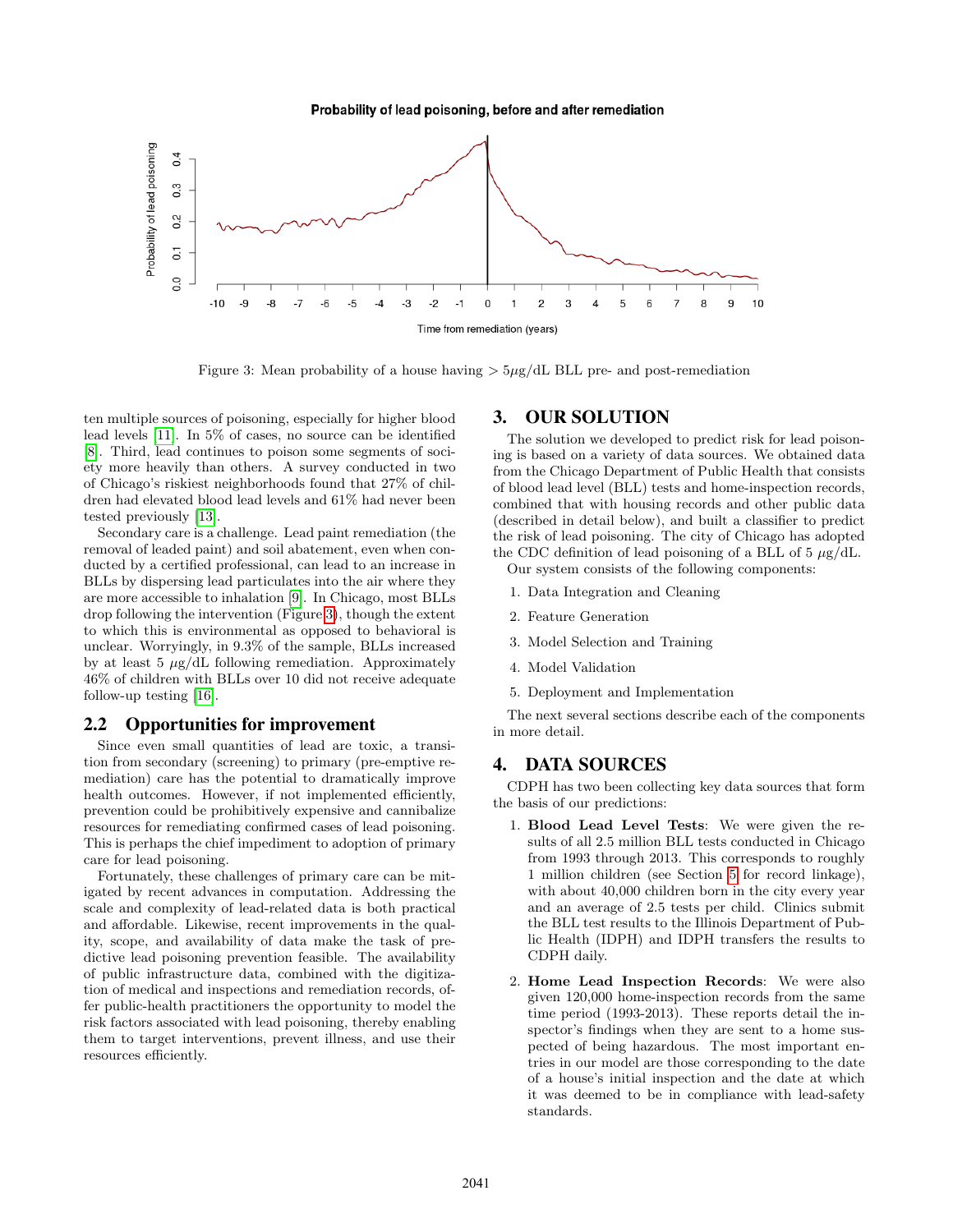Figure 3: Mean probability of a house having $> 5\mu g/dL$ BLL pre- and post-remediation

ten multiple sources of poisoning, especially for higher blood lead levels [11]. In 5% of cases, no source can be identified [8]. Third, lead continues to poison some segments of society more heavily than others. A survey conducted in two of Chicago's riskiest neighborhoods found that 27% of children had elevated blood lead levels and 61% had never been tested previously [13].

Secondary care is a challenge. Lead paint remediation (the removal of leaded paint) and soil abatement, even when conducted by a certified professional, can lead to an increase in BLLs by dispersing lead particulates into the air where they are more accessible to inhalation [9]. In Chicago, most BLLs drop following the intervention (Figure 3), though the extent to which this is environmental as opposed to behavioral is unclear. Worryingly, in 9.3% of the sample, BLLs increased by at least 5 $\mu g/dL$ following remediation. Approximately 46% of children with BLLs over 10 did not receive adequate follow-up testing [16].

## 2.2 Opportunities for improvement

Since even small quantities of lead are toxic, a transition from secondary (screening) to primary (pre-emptive remediation) care has the potential to dramatically improve health outcomes. However, if not implemented efficiently, prevention could be prohibitively expensive and cannibalize resources for remediating confirmed cases of lead poisoning. This is perhaps the chief impediment to adoption of primary care for lead poisoning.

Fortunately, these challenges of primary care can be mitigated by recent advances in computation. Addressing the scale and complexity of lead-related data is both practical and affordable. Likewise, recent improvements in the quality, scope, and availability of data make the task of predictive lead poisoning prevention feasible. The availability of public infrastructure data, combined with the digitization of medical and inspections and remediation records, offer public-health practitioners the opportunity to model the risk factors associated with lead poisoning, thereby enabling them to target interventions, prevent illness, and use their resources efficiently.

# 3. OUR SOLUTION

The solution we developed to predict risk for lead poisoning is based on a variety of data sources. We obtained data from the Chicago Department of Public Health that consists of blood lead level (BLL) tests and home-inspection records, combined that with housing records and other public data (described in detail below), and built a classifier to predict the risk of lead poisoning. The city of Chicago has adopted the CDC definition of lead poisoning of a BLL of 5 $\mu g/dL$.

Our system consists of the following components:

1. Data Integration and Cleaning
2. Feature Generation
3. Model Selection and Training
4. Model Validation
5. Deployment and Implementation

The next several sections describe each of the components in more detail.

# 4. DATA SOURCES

CDPH has two been collecting key data sources that form the basis of our predictions:

1. **Blood Lead Level Tests**: We were given the results of all 2.5 million BLL tests conducted in Chicago from 1993 through 2013. This corresponds to roughly 1 million children (see Section 5 for record linkage), with about 40,000 children born in the city every year and an average of 2.5 tests per child. Clinics submit the BLL test results to the Illinois Department of Public Health (IDPH) and IDPH transfers the results to CDPH daily.

2. **Home Lead Inspection Records**: We were also given 120,000 home-inspection records from the same time period (1993-2013). These reports detail the inspector's findings when they are sent to a home suspected of being hazardous. The most important entries in our model are those corresponding to the date of a house's initial inspection and the date at which it was deemed to be in compliance with lead-safety standards.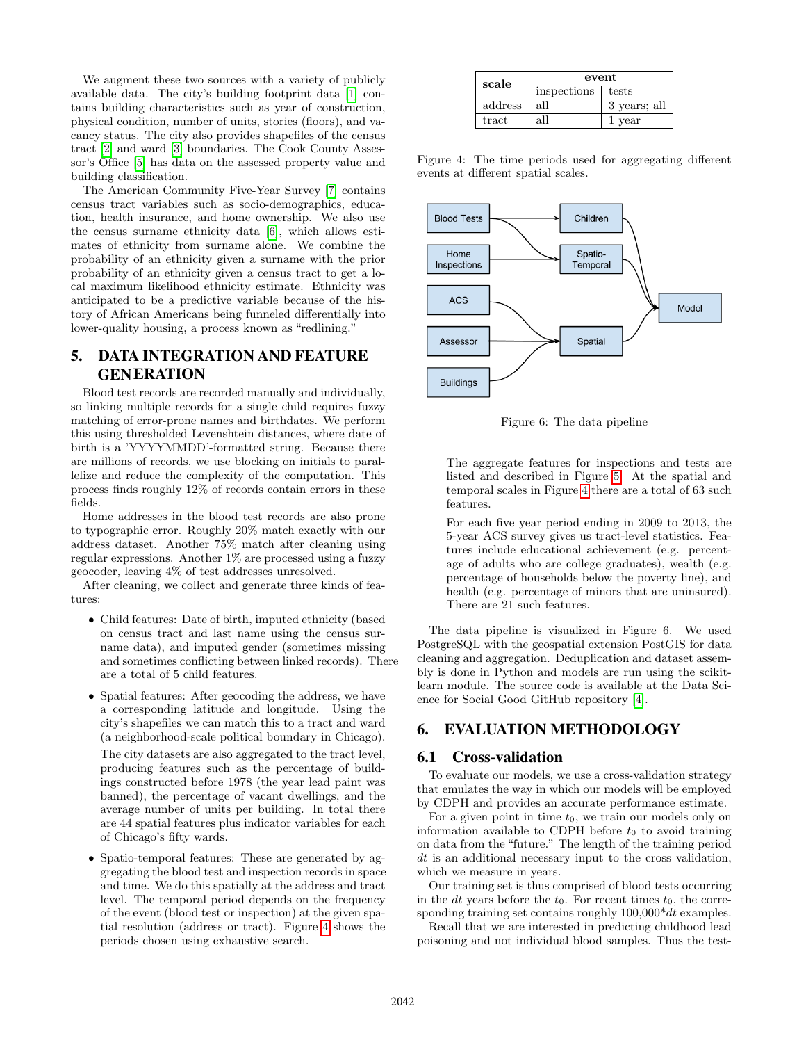We augment these two sources with a variety of publicly available data. The city's building footprint data [1] contains building characteristics such as year of construction, physical condition, number of units, stories (floors), and vacancy status. The city also provides shapefiles of the census tract [2] and ward [3] boundaries. The Cook County Assessor's Office [5] has data on the assessed property value and building classification.

The American Community Five-Year Survey [7] contains census tract variables such as socio-demographics, education, health insurance, and home ownership. We also use the census surname ethnicity data [6], which allows estimates of ethnicity from surname alone. We combine the probability of an ethnicity given a surname with the prior probability of an ethnicity given a census tract to get a local maximum likelihood ethnicity estimate. Ethnicity was anticipated to be a predictive variable because of the history of African Americans being funneled differentially into lower-quality housing, a process known as "redlining."

## 5. DATA INTEGRATION AND FEATURE GENERATION

Blood test records are recorded manually and individually, so linking multiple records for a single child requires fuzzy matching of error-prone names and birthdates. We perform this using thresholded Levenshtein distances, where date of birth is a 'YYYYMMDD'-formatted string. Because there are millions of records, we use blocking on initials to parallelize and reduce the complexity of the computation. This process finds roughly 12% of records contain errors in these fields.

Home addresses in the blood test records are also prone to typographic error. Roughly 20% match exactly with our address dataset. Another 75% match after cleaning using regular expressions. Another 1% are processed using a fuzzy geocoder, leaving 4% of test addresses unresolved.

After cleaning, we collect and generate three kinds of features:

- Child features: Date of birth, imputed ethnicity (based on census tract and last name using the census surname data), and imputed gender (sometimes missing and sometimes conflicting between linked records). There are a total of 5 child features.

- Spatial features: After geocoding the address, we have a corresponding latitude and longitude. Using the city's shapefiles we can match this to a tract and ward (a neighborhood-scale political boundary in Chicago).

  The city datasets are also aggregated to the tract level, producing features such as the percentage of buildings constructed before 1978 (the year lead paint was banned), the percentage of vacant dwellings, and the average number of units per building. In total there are 44 spatial features plus indicator variables for each of Chicago's fifty wards.

- Spatio-temporal features: These are generated by aggregating the blood test and inspection records in space and time. We do this spatially at the address and tract level. The temporal period depends on the frequency of the event (blood test or inspection) at the given spatial resolution (address or tract). Figure 4 shows the periods chosen using exhaustive search.

| scale | event | |
|---|---|---|
| | inspections | tests |
| address | all | 3 years; all |
| tract | all | 1 year |

Figure 4: The time periods used for aggregating different events at different spatial scales.

Figure 6: The data pipeline

  The aggregate features for inspections and tests are listed and described in Figure 5. At the spatial and temporal scales in Figure 4 there are a total of 63 such features.

  For each five year period ending in 2009 to 2013, the 5-year ACS survey gives us tract-level statistics. Features include educational achievement (e.g. percentage of adults who are college graduates), wealth (e.g. percentage of households below the poverty line), and health (e.g. percentage of minors that are uninsured). There are 21 such features.

The data pipeline is visualized in Figure 6. We used PostgreSQL with the geospatial extension PostGIS for data cleaning and aggregation. Deduplication and dataset assembly is done in Python and models are run using the scikit-learn module. The source code is available at the Data Science for Social Good GitHub repository [4].

## 6. EVALUATION METHODOLOGY

### 6.1 Cross-validation

To evaluate our models, we use a cross-validation strategy that emulates the way in which our models will be employed by CDPH and provides an accurate performance estimate.

For a given point in time $t_0$, we train our models only on information available to CDPH before $t_0$ to avoid training on data from the "future." The length of the training period $dt$ is an additional necessary input to the cross validation, which we measure in years.

Our training set is thus comprised of blood tests occurring in the $dt$ years before the $t_0$. For recent times $t_0$, the corresponding training set contains roughly 100,000*$dt$ examples.

Recall that we are interested in predicting childhood lead poisoning and not individual blood samples. Thus the test-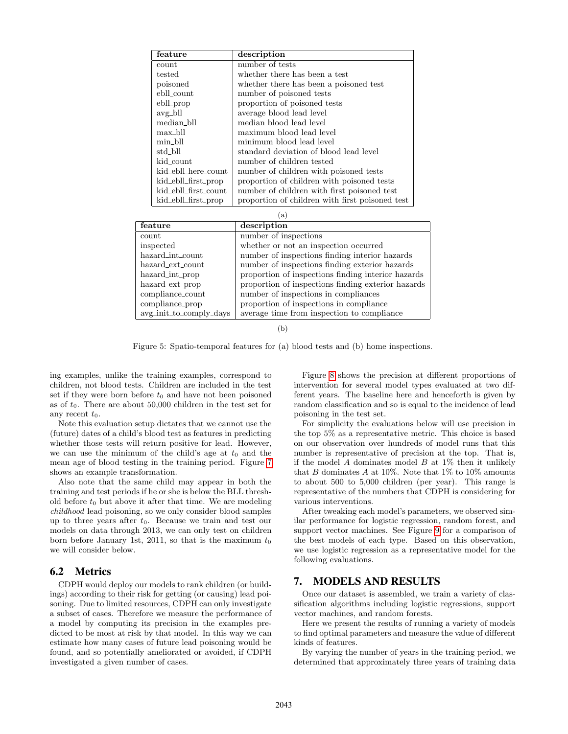| feature | description |
|---|---|
| count | number of tests |
| tested | whether there has been a test |
| poisoned | whether there has been a poisoned test |
| ebll_count | number of poisoned tests |
| ebll_prop | proportion of poisoned tests |
| avg_bll | average blood lead level |
| median_bll | median blood lead level |
| max_bll | maximum blood lead level |
| min_bll | minimum blood lead level |
| std_bll | standard deviation of blood lead level |
| kid_count | number of children tested |
| kid_ebll_here_count | number of children with poisoned tests |
| kid_ebll_first_prop | proportion of children with poisoned tests |
| kid_ebll_first_count | number of children with first poisoned test |
| kid_ebll_first_prop | proportion of children with first poisoned test |

(a)

| feature | description |
|---|---|
| count | number of inspections |
| inspected | whether or not an inspection occurred |
| hazard_int_count | number of inspections finding interior hazards |
| hazard_ext_count | number of inspections finding exterior hazards |
| hazard_int_prop | proportion of inspections finding interior hazards |
| hazard_ext_prop | proportion of inspections finding exterior hazards |
| compliance_count | number of inspections in compliances |
| compliance_prop | proportion of inspections in compliance |
| avg_init_to_comply_days | average time from inspection to compliance |

(b)

Figure 5: Spatio-temporal features for (a) blood tests and (b) home inspections.

ing examples, unlike the training examples, correspond to children, not blood tests. Children are included in the test set if they were born before $t_0$ and have not been poisoned as of $t_0$. There are about 50,000 children in the test set for any recent $t_0$.

Note this evaluation setup dictates that we cannot use the (future) dates of a child's blood test as features in predicting whether those tests will return positive for lead. However, we can use the minimum of the child's age at $t_0$ and the mean age of blood testing in the training period. Figure 7 shows an example transformation.

Also note that the same child may appear in both the training and test periods if he or she is below the BLL threshold before $t_0$ but above it after that time. We are modeling *childhood* lead poisoning, so we only consider blood samples up to three years after $t_0$. Because we train and test our models on data through 2013, we can only test on children born before January 1st, 2011, so that is the maximum $t_0$ we will consider below.

## 6.2 Metrics

CDPH would deploy our models to rank children (or buildings) according to their risk for getting (or causing) lead poisoning. Due to limited resources, CDPH can only investigate a subset of cases. Therefore we measure the performance of a model by computing its precision in the examples predicted to be most at risk by that model. In this way we can estimate how many cases of future lead poisoning would be found, and so potentially ameliorated or avoided, if CDPH investigated a given number of cases.

Figure 8 shows the precision at different proportions of intervention for several model types evaluated at two different years. The baseline here and henceforth is given by random classification and so is equal to the incidence of lead poisoning in the test set.

For simplicity the evaluations below will use precision in the top 5% as a representative metric. This choice is based on our observation over hundreds of model runs that this number is representative of precision at the top. That is, if the model $A$ dominates model $B$ at 1% then it unlikely that $B$ dominates $A$ at 10%. Note that 1% to 10% amounts to about 500 to 5,000 children (per year). This range is representative of the numbers that CDPH is considering for various interventions.

After tweaking each model's parameters, we observed similar performance for logistic regression, random forest, and support vector machines. See Figure 9 for a comparison of the best models of each type. Based on this observation, we use logistic regression as a representative model for the following evaluations.

# 7. MODELS AND RESULTS

Once our dataset is assembled, we train a variety of classification algorithms including logistic regressions, support vector machines, and random forests.

Here we present the results of running a variety of models to find optimal parameters and measure the value of different kinds of features.

By varying the number of years in the training period, we determined that approximately three years of training data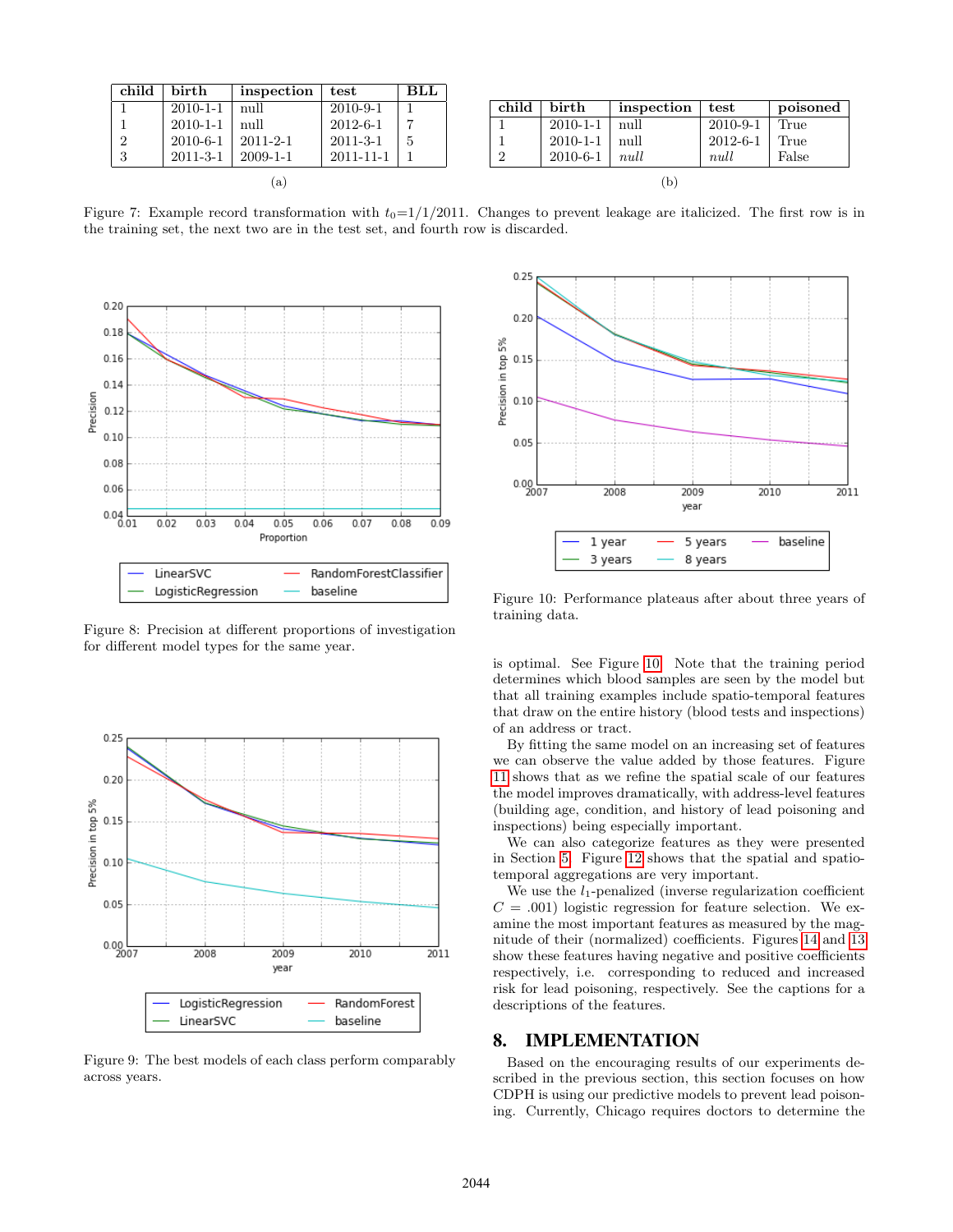| child | birth | inspection | test | BLL |
|---|---|---|---|---|
| 1 | 2010-1-1 | null | 2010-9-1 | 1 |
| 1 | 2010-1-1 | null | 2012-6-1 | 7 |
| 2 | 2010-6-1 | 2011-2-1 | 2011-3-1 | 5 |
| 3 | 2011-3-1 | 2009-1-1 | 2011-11-1 | 1 |

(a)

| child | birth | inspection | test | poisoned |
|---|---|---|---|---|
| 1 | 2010-1-1 | null | 2010-9-1 | True |
| 1 | 2010-1-1 | null | 2012-6-1 | True |
| 2 | 2010-6-1 | *null* | *null* | False |

(b)

Figure 7: Example record transformation with $t_0$=1/1/2011. Changes to prevent leakage are italicized. The first row is in the training set, the next two are in the test set, and fourth row is discarded.

Figure 8: Precision at different proportions of investigation for different model types for the same year.

Figure 9: The best models of each class perform comparably across years.

Figure 10: Performance plateaus after about three years of training data.

is optimal. See Figure 10. Note that the training period determines which blood samples are seen by the model but that all training examples include spatio-temporal features that draw on the entire history (blood tests and inspections) of an address or tract.

By fitting the same model on an increasing set of features we can observe the value added by those features. Figure 11 shows that as we refine the spatial scale of our features the model improves dramatically, with address-level features (building age, condition, and history of lead poisoning and inspections) being especially important.

We can also categorize features as they were presented in Section 5. Figure 12 shows that the spatial and spatio-temporal aggregations are very important.

We use the $l_1$-penalized (inverse regularization coefficient $C = .001$) logistic regression for feature selection. We examine the most important features as measured by the magnitude of their (normalized) coefficients. Figures 14 and 13 show these features having negative and positive coefficients respectively, i.e. corresponding to reduced and increased risk for lead poisoning, respectively. See the captions for a descriptions of the features.

## 8. IMPLEMENTATION

Based on the encouraging results of our experiments described in the previous section, this section focuses on how CDPH is using our predictive models to prevent lead poisoning. Currently, Chicago requires doctors to determine the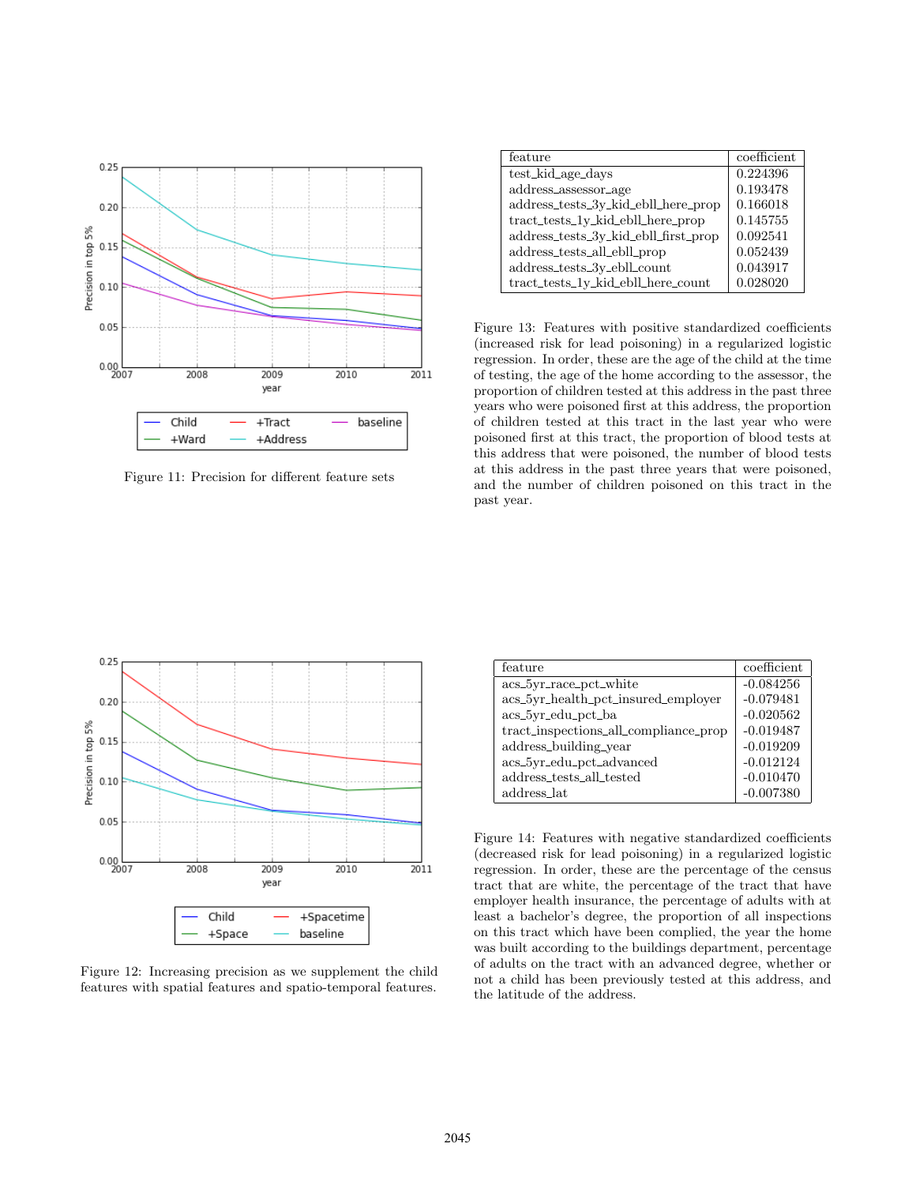Figure 11: Precision for different feature sets

| feature | coefficient |
|---|---|
| test_kid_age_days | 0.224396 |
| address_assessor_age | 0.193478 |
| address_tests_3y_kid_ebll_here_prop | 0.166018 |
| tract_tests_1y_kid_ebll_here_prop | 0.145755 |
| address_tests_3y_kid_ebll_first_prop | 0.092541 |
| address_tests_all_ebll_prop | 0.052439 |
| address_tests_3y_ebll_count | 0.043917 |
| tract_tests_1y_kid_ebll_here_count | 0.028020 |

Figure 13: Features with positive standardized coefficients (increased risk for lead poisoning) in a regularized logistic regression. In order, these are the age of the child at the time of testing, the age of the home according to the assessor, the proportion of children tested at this address in the past three years who were poisoned first at this address, the proportion of children tested at this tract in the last year who were poisoned first at this tract, the proportion of blood tests at this address that were poisoned, the number of blood tests at this address in the past three years that were poisoned, and the number of children poisoned on this tract in the past year.

Figure 12: Increasing precision as we supplement the child features with spatial features and spatio-temporal features.

| feature | coefficient |
|---|---|
| acs_5yr_race_pct_white | -0.084256 |
| acs_5yr_health_pct_insured_employer | -0.079481 |
| acs_5yr_edu_pct_ba | -0.020562 |
| tract_inspections_all_compliance_prop | -0.019487 |
| address_building_year | -0.019209 |
| acs_5yr_edu_pct_advanced | -0.012124 |
| address_tests_all_tested | -0.010470 |
| address_lat | -0.007380 |

Figure 14: Features with negative standardized coefficients (decreased risk for lead poisoning) in a regularized logistic regression. In order, these are the percentage of the census tract that are white, the percentage of the tract that have employer health insurance, the percentage of adults with at least a bachelor's degree, the proportion of all inspections on this tract which have been complied, the year the home was built according to the buildings department, percentage of adults on the tract with an advanced degree, whether or not a child has been previously tested at this address, and the latitude of the address.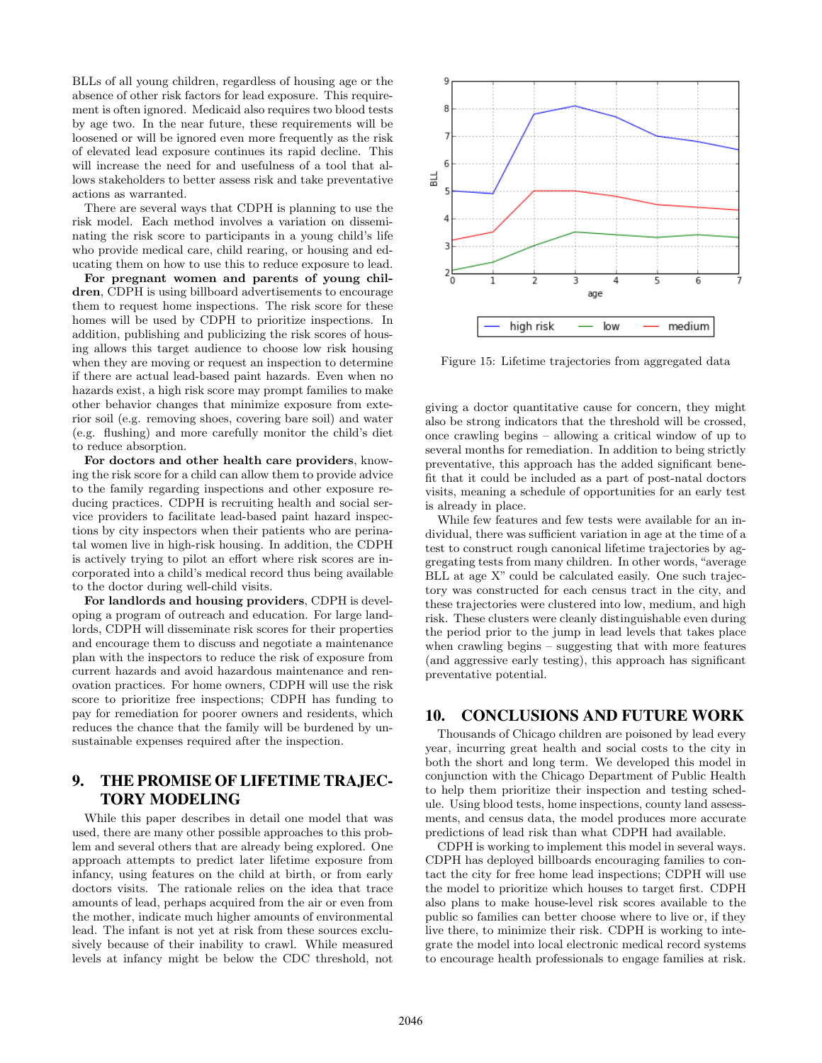BLLs of all young children, regardless of housing age or the absence of other risk factors for lead exposure. This requirement is often ignored. Medicaid also requires two blood tests by age two. In the near future, these requirements will be loosened or will be ignored even more frequently as the risk of elevated lead exposure continues its rapid decline. This will increase the need for and usefulness of a tool that allows stakeholders to better assess risk and take preventative actions as warranted.

There are several ways that CDPH is planning to use the risk model. Each method involves a variation on disseminating the risk score to participants in a young child's life who provide medical care, child rearing, or housing and educating them on how to use this to reduce exposure to lead.

**For pregnant women and parents of young children**, CDPH is using billboard advertisements to encourage them to request home inspections. The risk score for these homes will be used by CDPH to prioritize inspections. In addition, publishing and publicizing the risk scores of housing allows this target audience to choose low risk housing when they are moving or request an inspection to determine if there are actual lead-based paint hazards. Even when no hazards exist, a high risk score may prompt families to make other behavior changes that minimize exposure from exterior soil (e.g. removing shoes, covering bare soil) and water (e.g. flushing) and more carefully monitor the child's diet to reduce absorption.

**For doctors and other health care providers**, knowing the risk score for a child can allow them to provide advice to the family regarding inspections and other exposure reducing practices. CDPH is recruiting health and social service providers to facilitate lead-based paint hazard inspections by city inspectors when their patients who are perinatal women live in high-risk housing. In addition, the CDPH is actively trying to pilot an effort where risk scores are incorporated into a child's medical record thus being available to the doctor during well-child visits.

**For landlords and housing providers**, CDPH is developing a program of outreach and education. For large landlords, CDPH will disseminate risk scores for their properties and encourage them to discuss and negotiate a maintenance plan with the inspectors to reduce the risk of exposure from current hazards and avoid hazardous maintenance and renovation practices. For home owners, CDPH will use the risk score to prioritize free inspections; CDPH has funding to pay for remediation for poorer owners and residents, which reduces the chance that the family will be burdened by unsustainable expenses required after the inspection.

## 9. THE PROMISE OF LIFETIME TRAJECTORY MODELING

While this paper describes in detail one model that was used, there are many other possible approaches to this problem and several others that are already being explored. One approach attempts to predict later lifetime exposure from infancy, using features on the child at birth, or from early doctors visits. The rationale relies on the idea that trace amounts of lead, perhaps acquired from the air or even from the mother, indicate much higher amounts of environmental lead. The infant is not yet at risk from these sources exclusively because of their inability to crawl. While measured levels at infancy might be below the CDC threshold, not giving a doctor quantitative cause for concern, they might also be strong indicators that the threshold will be crossed, once crawling begins – allowing a critical window of up to several months for remediation. In addition to being strictly preventative, this approach has the added significant benefit that it could be included as a part of post-natal doctors visits, meaning a schedule of opportunities for an early test is already in place.

While few features and few tests were available for an individual, there was sufficient variation in age at the time of a test to construct rough canonical lifetime trajectories by aggregating tests from many children. In other words, "average BLL at age X" could be calculated easily. One such trajectory was constructed for each census tract in the city, and these trajectories were clustered into low, medium, and high risk. These clusters were cleanly distinguishable even during the period prior to the jump in lead levels that takes place when crawling begins – suggesting that with more features (and aggressive early testing), this approach has significant preventative potential.

Figure 15: Lifetime trajectories from aggregated data

## 10. CONCLUSIONS AND FUTURE WORK

Thousands of Chicago children are poisoned by lead every year, incurring great health and social costs to the city in both the short and long term. We developed this model in conjunction with the Chicago Department of Public Health to help them prioritize their inspection and testing schedule. Using blood tests, home inspections, county land assessments, and census data, the model produces more accurate predictions of lead risk than what CDPH had available.

CDPH is working to implement this model in several ways. CDPH has deployed billboards encouraging families to contact the city for free home lead inspections; CDPH will use the model to prioritize which houses to target first. CDPH also plans to make house-level risk scores available to the public so families can better choose where to live or, if they live there, to minimize their risk. CDPH is working to integrate the model into local electronic medical record systems to encourage health professionals to engage families at risk.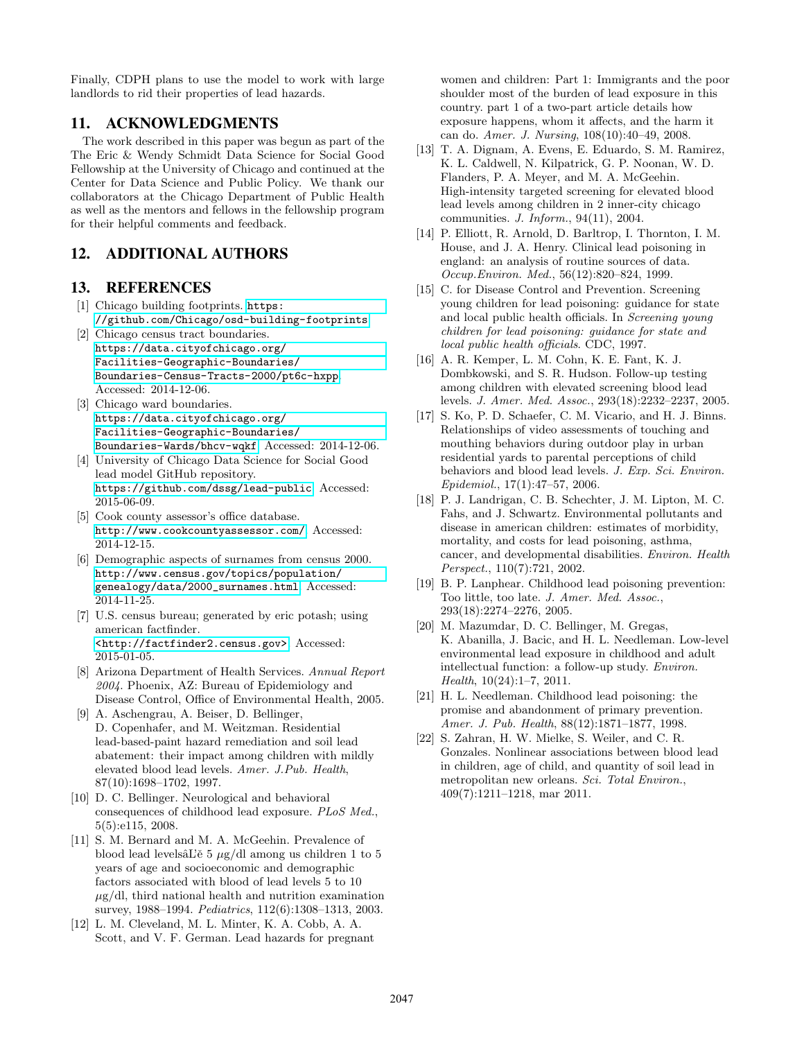Finally, CDPH plans to use the model to work with large landlords to rid their properties of lead hazards.

## 11. ACKNOWLEDGMENTS

The work described in this paper was begun as part of the The Eric & Wendy Schmidt Data Science for Social Good Fellowship at the University of Chicago and continued at the Center for Data Science and Public Policy. We thank our collaborators at the Chicago Department of Public Health as well as the mentors and fellows in the fellowship program for their helpful comments and feedback.

## 12. ADDITIONAL AUTHORS

## 13. REFERENCES

[1] Chicago building footprints. https://github.com/Chicago/osd-building-footprints.

[2] Chicago census tract boundaries. https://data.cityofchicago.org/Facilities-Geographic-Boundaries/Boundaries-Census-Tracts-2000/pt6c-hxpp. Accessed: 2014-12-06.

[3] Chicago ward boundaries. https://data.cityofchicago.org/Facilities-Geographic-Boundaries/Boundaries-Wards/bhcv-wqkf. Accessed: 2014-12-06.

[4] University of Chicago Data Science for Social Good lead model GitHub repository. https://github.com/dssg/lead-public. Accessed: 2015-06-09.

[5] Cook county assessor's office database. http://www.cookcountyassessor.com/. Accessed: 2014-12-15.

[6] Demographic aspects of surnames from census 2000. http://www.census.gov/topics/population/genealogy/data/2000_surnames.html. Accessed: 2014-11-25.

[7] U.S. census bureau; generated by eric potash; using american factfinder. <http://factfinder2.census.gov>. Accessed: 2015-01-05.

[8] Arizona Department of Health Services. *Annual Report 2004*. Phoenix, AZ: Bureau of Epidemiology and Disease Control, Office of Environmental Health, 2005.

[9] A. Aschengrau, A. Beiser, D. Bellinger, D. Copenhafer, and M. Weitzman. Residential lead-based-paint hazard remediation and soil lead abatement: their impact among children with mildly elevated blood lead levels. *Amer. J.Pub. Health*, 87(10):1698–1702, 1997.

[10] D. C. Bellinger. Neurological and behavioral consequences of childhood lead exposure. *PLoS Med.*, 5(5):e115, 2008.

[11] S. M. Bernard and M. A. McGeehin. Prevalence of blood lead levelsâĽě 5 $\mu$g/dl among us children 1 to 5 years of age and socioeconomic and demographic factors associated with blood of lead levels 5 to 10 $\mu$g/dl, third national health and nutrition examination survey, 1988–1994. *Pediatrics*, 112(6):1308–1313, 2003.

[12] L. M. Cleveland, M. L. Minter, K. A. Cobb, A. A. Scott, and V. F. German. Lead hazards for pregnant women and children: Part 1: Immigrants and the poor shoulder most of the burden of lead exposure in this country. part 1 of a two-part article details how exposure happens, whom it affects, and the harm it can do. *Amer. J. Nursing*, 108(10):40–49, 2008.

[13] T. A. Dignam, A. Evens, E. Eduardo, S. M. Ramirez, K. L. Caldwell, N. Kilpatrick, G. P. Noonan, W. D. Flanders, P. A. Meyer, and M. A. McGeehin. High-intensity targeted screening for elevated blood lead levels among children in 2 inner-city chicago communities. *J. Inform.*, 94(11), 2004.

[14] P. Elliott, R. Arnold, D. Barltrop, I. Thornton, I. M. House, and J. A. Henry. Clinical lead poisoning in england: an analysis of routine sources of data. *Occup.Environ. Med.*, 56(12):820–824, 1999.

[15] C. for Disease Control and Prevention. Screening young children for lead poisoning: guidance for state and local public health officials. In *Screening young children for lead poisoning: guidance for state and local public health officials*. CDC, 1997.

[16] A. R. Kemper, L. M. Cohn, K. E. Fant, K. J. Dombkowski, and S. R. Hudson. Follow-up testing among children with elevated screening blood lead levels. *J. Amer. Med. Assoc.*, 293(18):2232–2237, 2005.

[17] S. Ko, P. D. Schaefer, C. M. Vicario, and H. J. Binns. Relationships of video assessments of touching and mouthing behaviors during outdoor play in urban residential yards to parental perceptions of child behaviors and blood lead levels. *J. Exp. Sci. Environ. Epidemiol.*, 17(1):47–57, 2006.

[18] P. J. Landrigan, C. B. Schechter, J. M. Lipton, M. C. Fahs, and J. Schwartz. Environmental pollutants and disease in american children: estimates of morbidity, mortality, and costs for lead poisoning, asthma, cancer, and developmental disabilities. *Environ. Health Perspect.*, 110(7):721, 2002.

[19] B. P. Lanphear. Childhood lead poisoning prevention: Too little, too late. *J. Amer. Med. Assoc.*, 293(18):2274–2276, 2005.

[20] M. Mazumdar, D. C. Bellinger, M. Gregas, K. Abanilla, J. Bacic, and H. L. Needleman. Low-level environmental lead exposure in childhood and adult intellectual function: a follow-up study. *Environ. Health*, 10(24):1–7, 2011.

[21] H. L. Needleman. Childhood lead poisoning: the promise and abandonment of primary prevention. *Amer. J. Pub. Health*, 88(12):1871–1877, 1998.

[22] S. Zahran, H. W. Mielke, S. Weiler, and C. R. Gonzales. Nonlinear associations between blood lead in children, age of child, and quantity of soil lead in metropolitan new orleans. *Sci. Total Environ.*, 409(7):1211–1218, mar 2011.